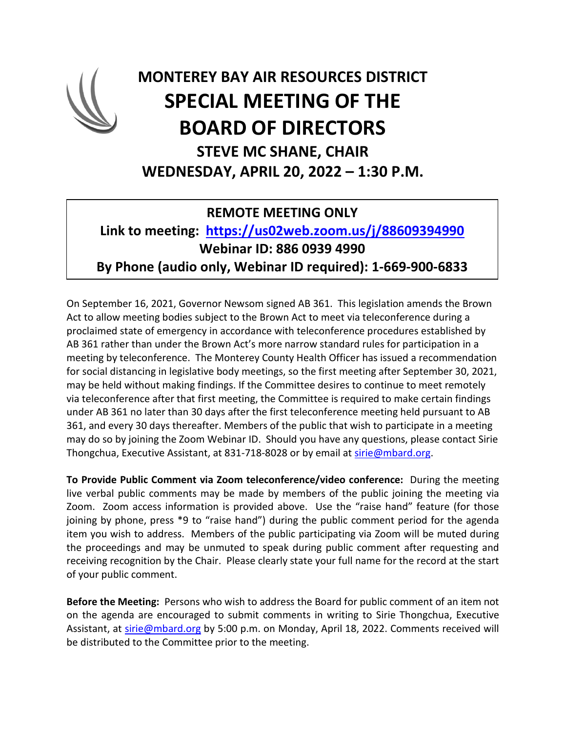# MONTEREY BAY AIR RESOURCES DISTRICT

# SPECIAL MEETING OF THE BOARD OF DIRECTORS

## STEVE MC SHANE, CHAIR

## WEDNESDAY, APRIL 20, 2022 – 1:30 P.M.

**REMOTE MEETING ONLY**

**Link to meeting: [https://us02web.zoom.us/j/88609394990](https://us02web.zoom.us/j/88609394990)**

**Webinar ID: 886 0939 4990**

**By Phone (audio only, Webinar ID required): 1-669-900-6833**

On September 16, 2021, Governor Newsom signed AB 361. This legislation amends the Brown Act to allow meeting bodies subject to the Brown Act to meet via teleconference during a proclaimed state of emergency in accordance with teleconference procedures established by AB 361 rather than under the Brown Act's more narrow standard rules for participation in a meeting by teleconference. The Monterey County Health Officer has issued a recommendation for social distancing in legislative body meetings, so the first meeting after September 30, 2021, may be held without making findings. If the Committee desires to continue to meet remotely via teleconference after that first meeting, the Committee is required to make certain findings under AB 361 no later than 30 days after the first teleconference meeting held pursuant to AB 361, and every 30 days thereafter. Members of the public that wish to participate in a meeting may do so by joining the Zoom Webinar ID. Should you have any questions, please contact Sirie Thongchua, Executive Assistant, at 831-718-8028 or by email at [sirie@mbard.org](mailto:sirie@mbard.org).

**To Provide Public Comment via Zoom teleconference/video conference:** During the meeting live verbal public comments may be made by members of the public joining the meeting via Zoom. Zoom access information is provided above. Use the "raise hand" feature (for those joining by phone, press *9 to "raise hand") during the public comment period for the agenda item you wish to address. Members of the public participating via Zoom will be muted during the proceedings and may be unmuted to speak during public comment after requesting and receiving recognition by the Chair. Please clearly state your full name for the record at the start of your public comment.

**Before the Meeting:** Persons who wish to address the Board for public comment of an item not on the agenda are encouraged to submit comments in writing to Sirie Thongchua, Executive Assistant, at [sirie@mbard.org](mailto:sirie@mbard.org) by 5:00 p.m. on Monday, April 18, 2022. Comments received will be distributed to the Committee prior to the meeting.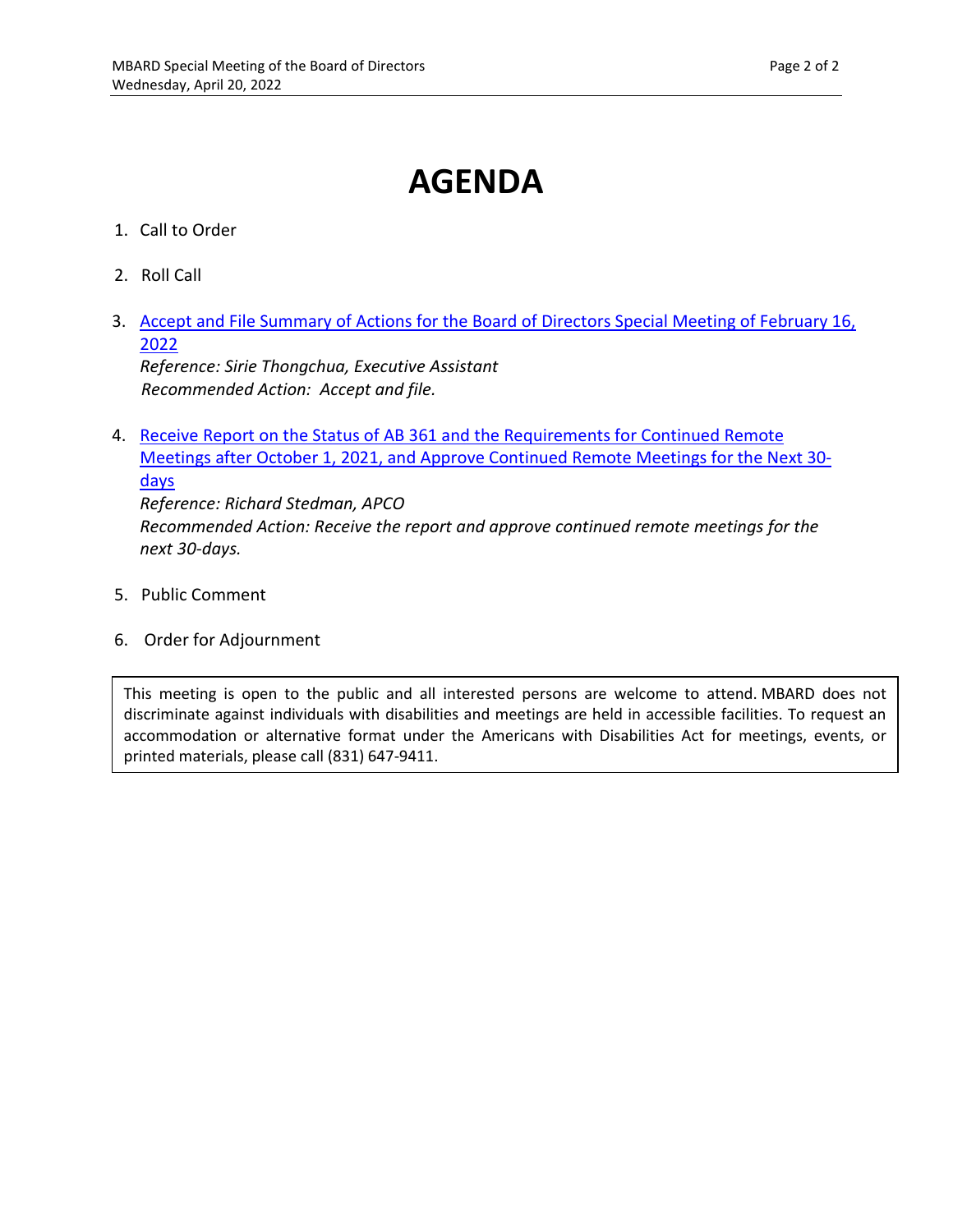# AGENDA

1. Call to Order

2. Roll Call

3. [Accept and File Summary of Actions for the Board of Directors Special Meeting of February 16, 2022]()
   *Reference: Sirie Thongchua, Executive Assistant*
   *Recommended Action: Accept and file.*

4. [Receive Report on the Status of AB 361 and the Requirements for Continued Remote Meetings after October 1, 2021, and Approve Continued Remote Meetings for the Next 30-days]()
   *Reference: Richard Stedman, APCO*
   *Recommended Action: Receive the report and approve continued remote meetings for the next 30-days.*

5. Public Comment

6. Order for Adjournment

This meeting is open to the public and all interested persons are welcome to attend. MBARD does not discriminate against individuals with disabilities and meetings are held in accessible facilities. To request an accommodation or alternative format under the Americans with Disabilities Act for meetings, events, or printed materials, please call (831) 647-9411.